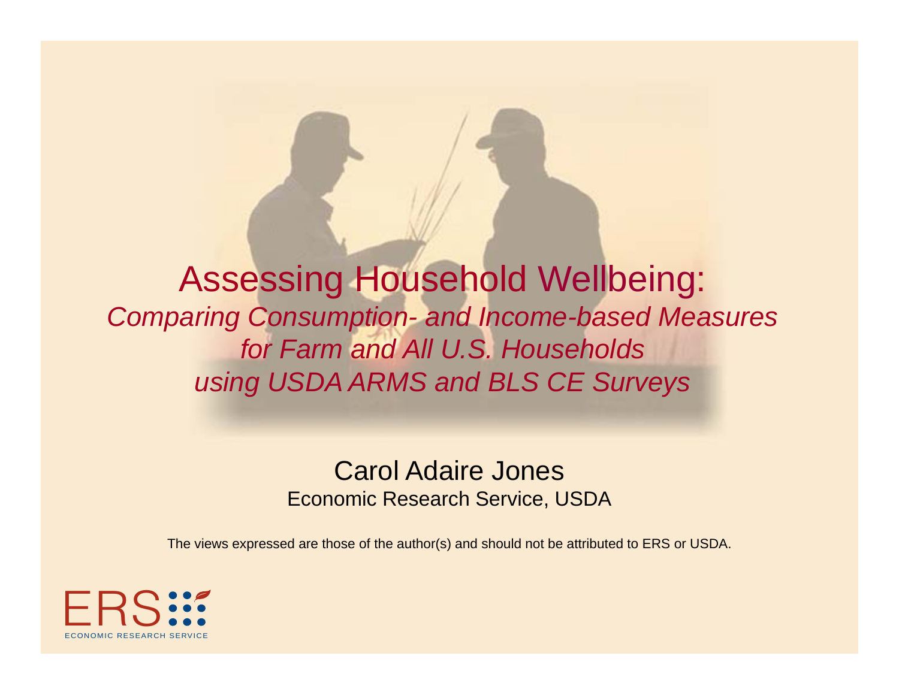# Assessing Household Wellbeing:

*Comparing Consumption- and Income-based Measures for Farm and All U.S. Households using USDA ARMS and BLS CE Surveys*

Carol Adaire Jones

Economic Research Service, USDA

The views expressed are those of the author(s) and should not be attributed to ERS or USDA.

ERS

ECONOMIC RESEARCH SERVICE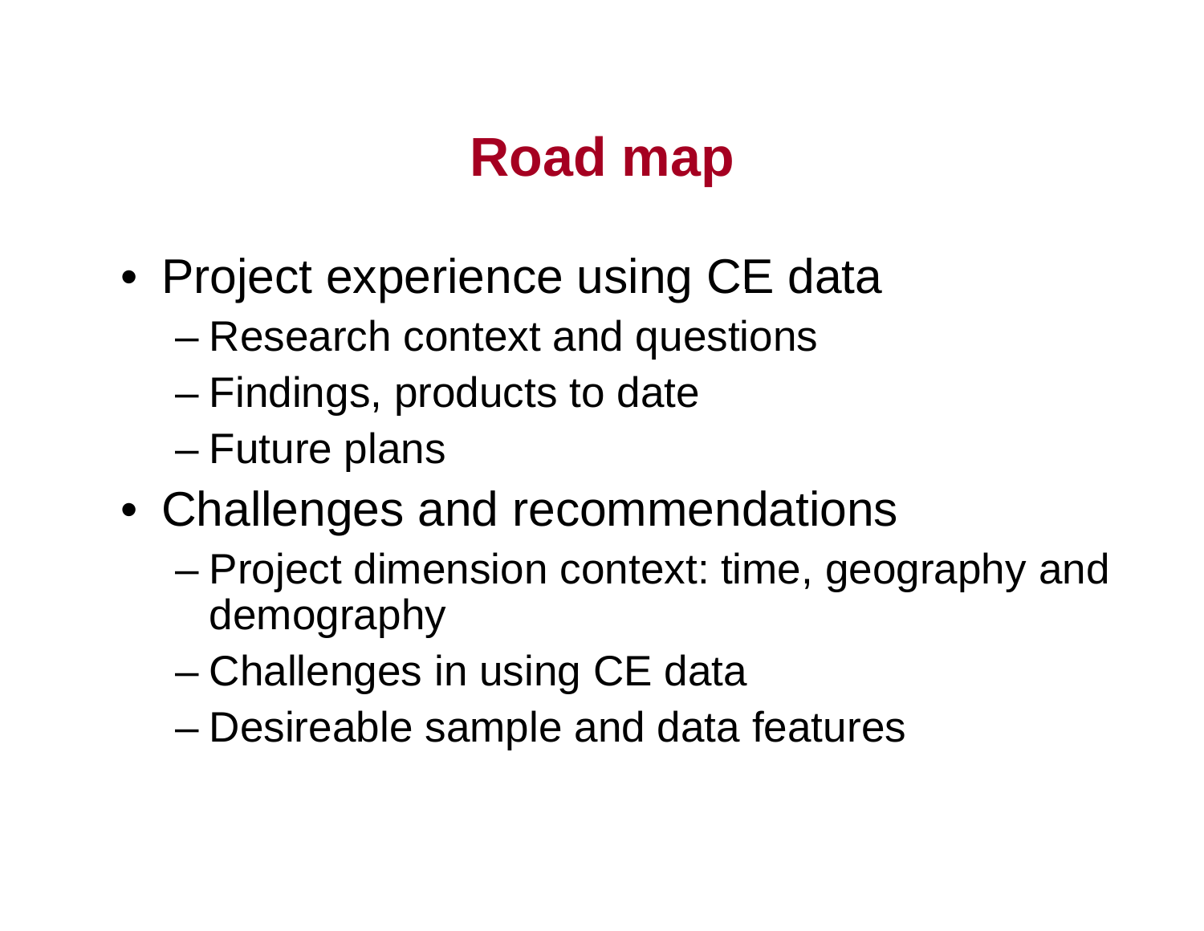# Road map

- Project experience using CE data
  - Research context and questions
  - Findings, products to date
  - Future plans
- Challenges and recommendations
  - Project dimension context: time, geography and demography
  - Challenges in using CE data
  - Desireable sample and data features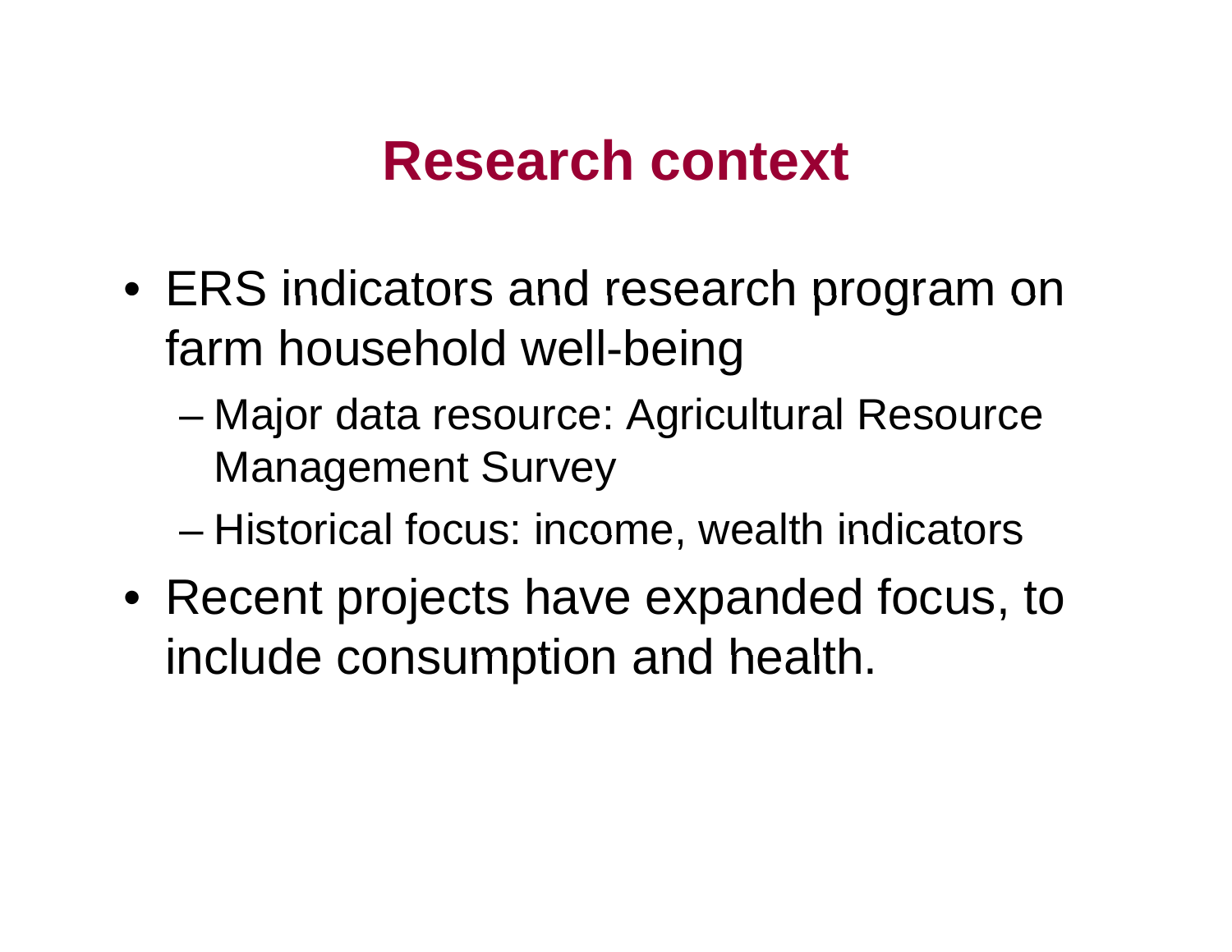# Research context

- ERS indicators and research program on farm household well-being
  - Major data resource: Agricultural Resource Management Survey
  - Historical focus: income, wealth indicators
- Recent projects have expanded focus, to include consumption and health.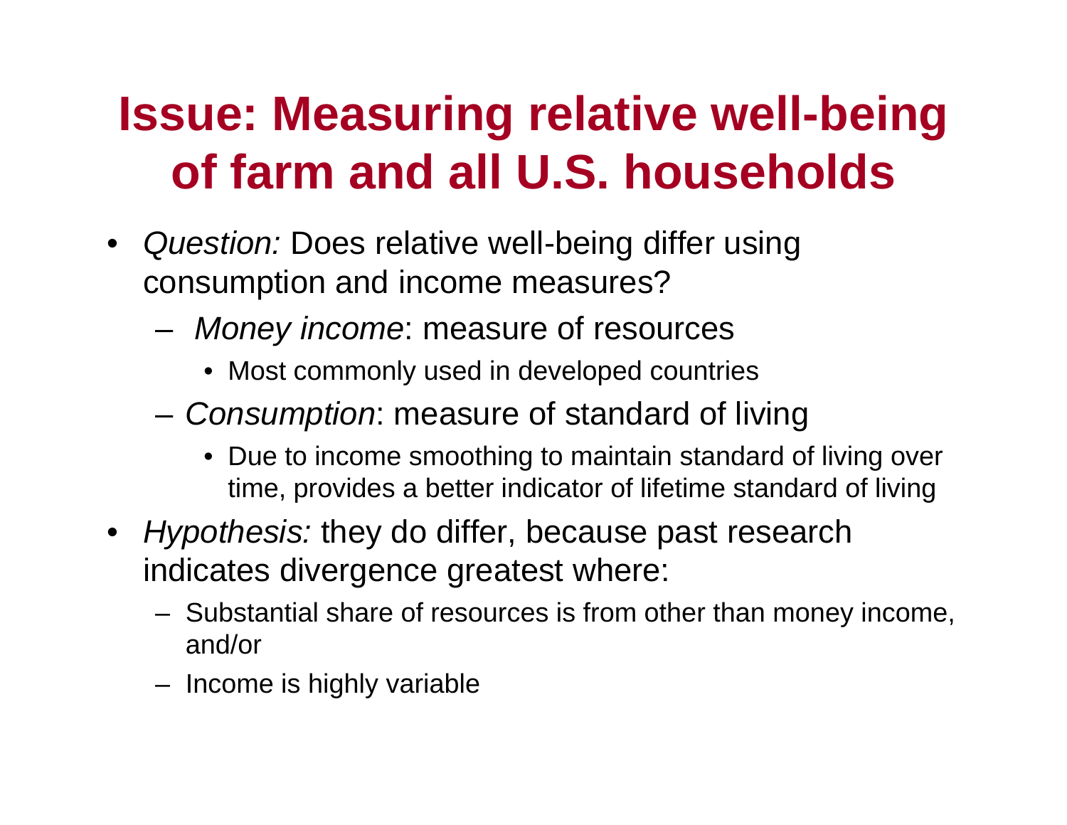# Issue: Measuring relative well-being of farm and all U.S. households

- *Question:* Does relative well-being differ using consumption and income measures?
  - *Money income*: measure of resources
    - Most commonly used in developed countries
  - *Consumption*: measure of standard of living
    - Due to income smoothing to maintain standard of living over time, provides a better indicator of lifetime standard of living
- *Hypothesis:* they do differ, because past research indicates divergence greatest where:
  - Substantial share of resources is from other than money income, and/or
  - Income is highly variable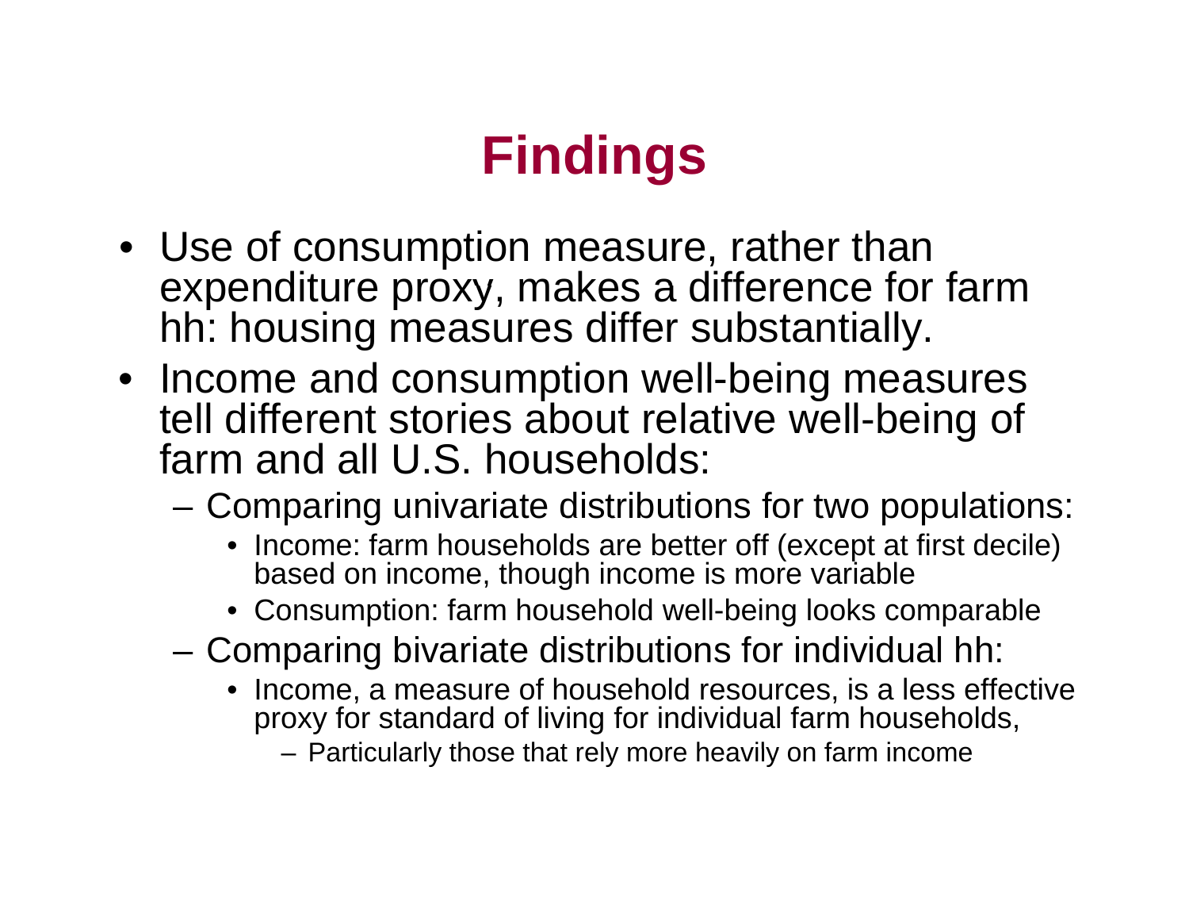# Findings

- Use of consumption measure, rather than expenditure proxy, makes a difference for farm hh: housing measures differ substantially.
- Income and consumption well-being measures tell different stories about relative well-being of farm and all U.S. households:
  - Comparing univariate distributions for two populations:
    - Income: farm households are better off (except at first decile) based on income, though income is more variable
    - Consumption: farm household well-being looks comparable
  - Comparing bivariate distributions for individual hh:
    - Income, a measure of household resources, is a less effective proxy for standard of living for individual farm households,
      - Particularly those that rely more heavily on farm income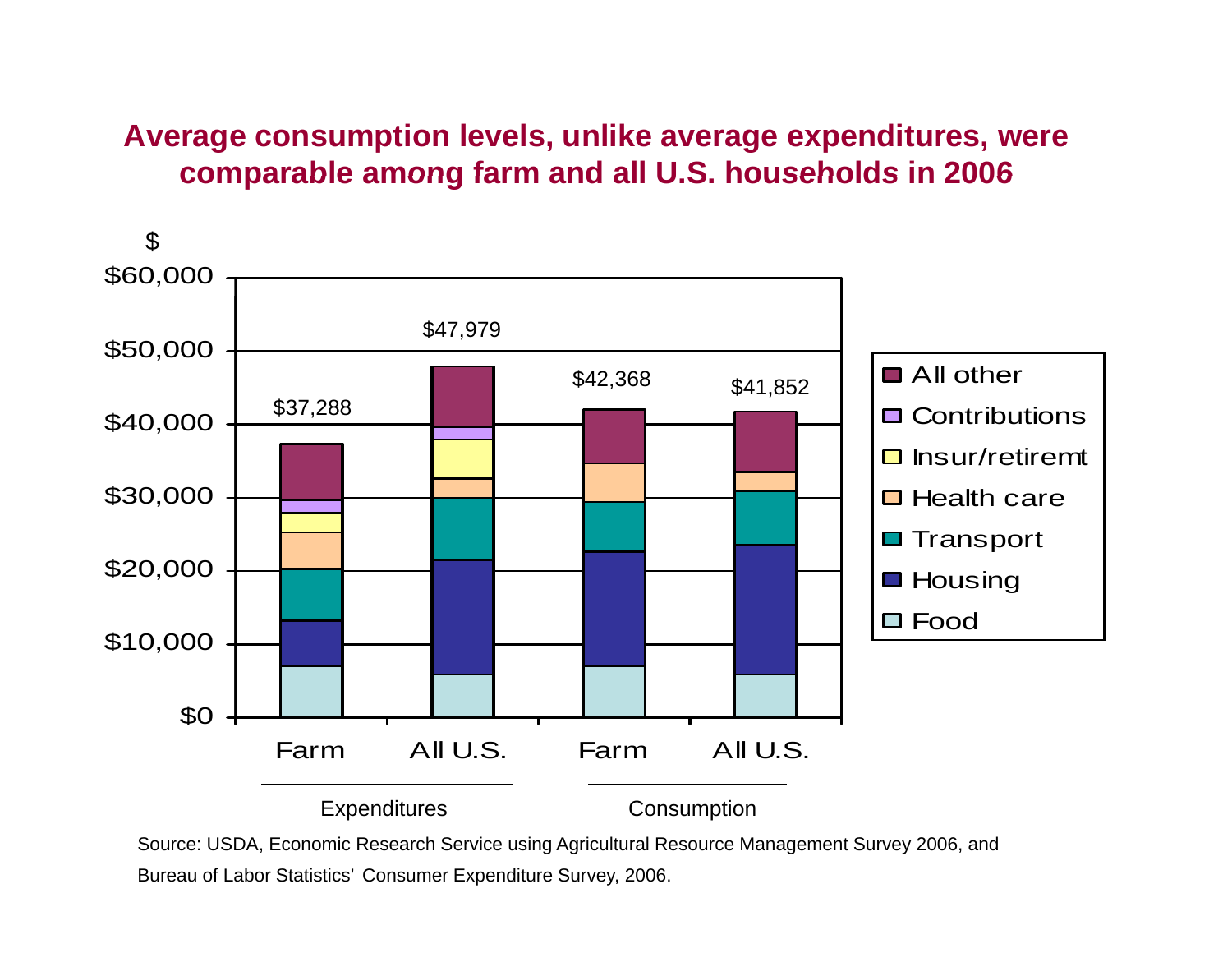## Average consumption levels, unlike average expenditures, were comparable among farm and all U.S. households in 2006

$

| | Expenditures: Farm | Expenditures: All U.S. | Consumption: Farm | Consumption: All U.S. |
|---|---|---|---|---|
| Total | $37,288 | $47,979 | $42,368 | $41,852 |

Legend: All other, Contributions, Insur/retiremt, Health care, Transport, Housing, Food

Source: USDA, Economic Research Service using Agricultural Resource Management Survey 2006, and Bureau of Labor Statistics' Consumer Expenditure Survey, 2006.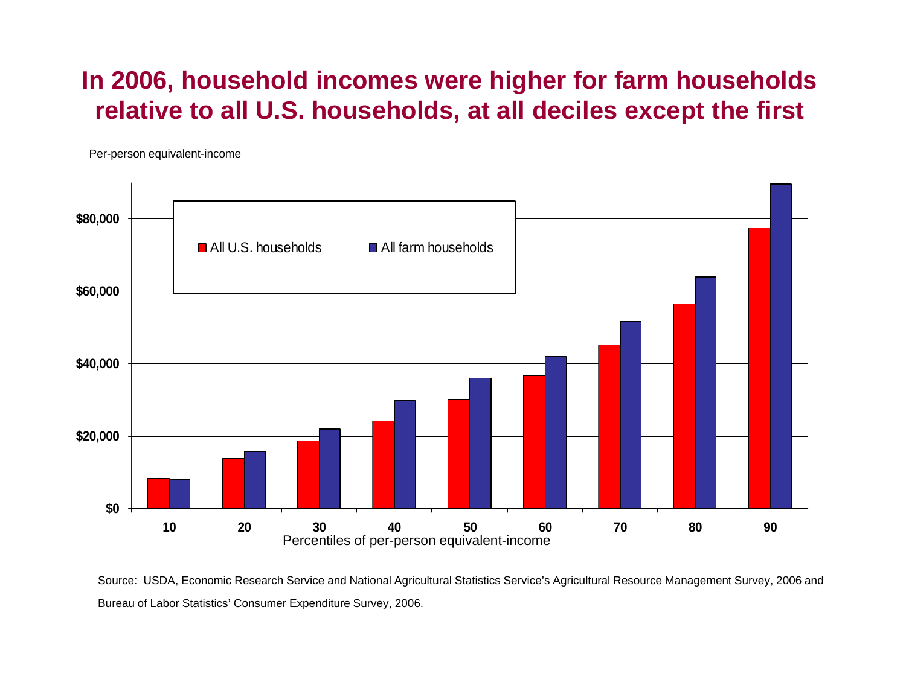# In 2006, household incomes were higher for farm households relative to all U.S. households, at all deciles except the first

Per-person equivalent-income

■ All U.S. households ■ All farm households

$80,000
$60,000
$40,000
$20,000
$0

10 20 30 40 50 60 70 80 90

Percentiles of per-person equivalent-income

Source: USDA, Economic Research Service and National Agricultural Statistics Service's Agricultural Resource Management Survey, 2006 and Bureau of Labor Statistics' Consumer Expenditure Survey, 2006.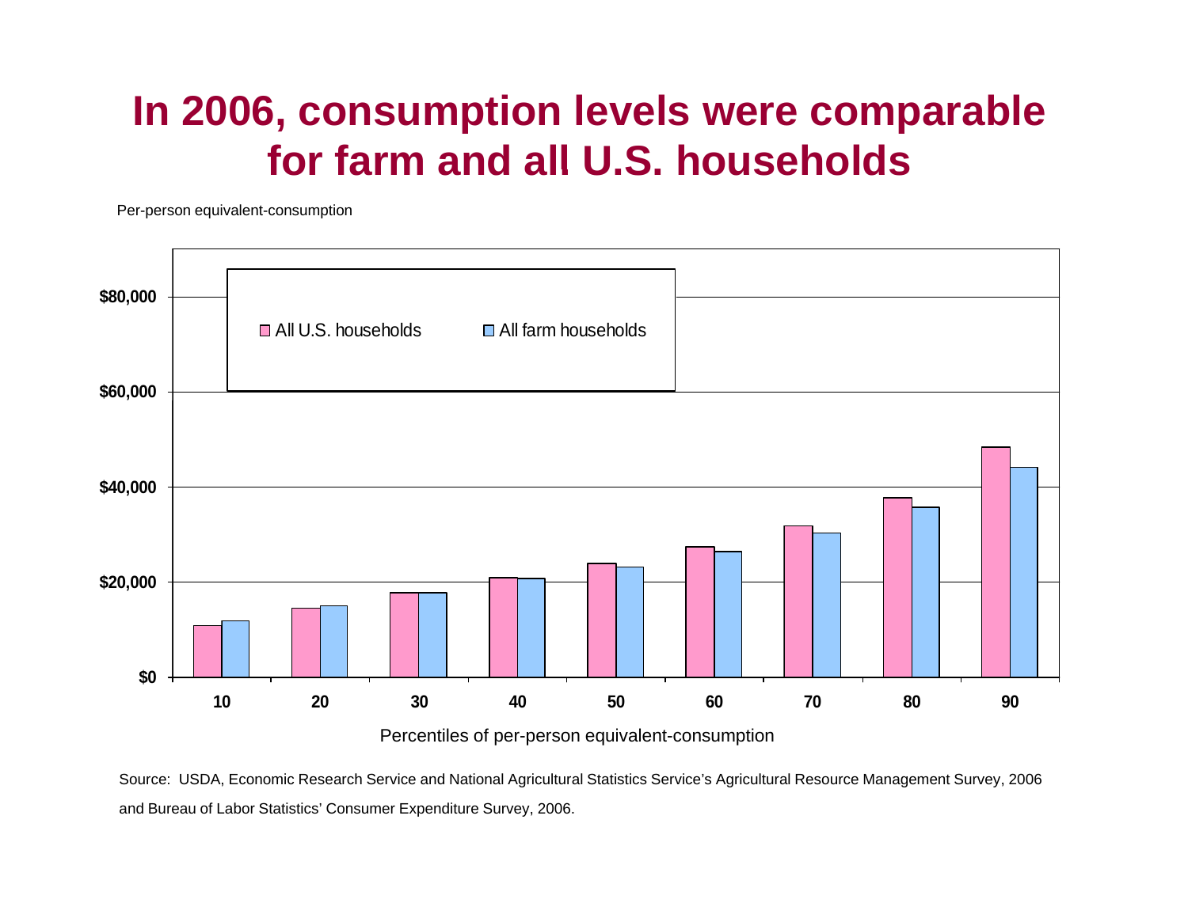# In 2006, consumption levels were comparable for farm and all U.S. households

Per-person equivalent-consumption

■ All U.S. households ■ All farm households

$80,000
$60,000
$40,000
$20,000
$0

10 20 30 40 50 60 70 80 90

Percentiles of per-person equivalent-consumption

Source: USDA, Economic Research Service and National Agricultural Statistics Service's Agricultural Resource Management Survey, 2006 and Bureau of Labor Statistics' Consumer Expenditure Survey, 2006.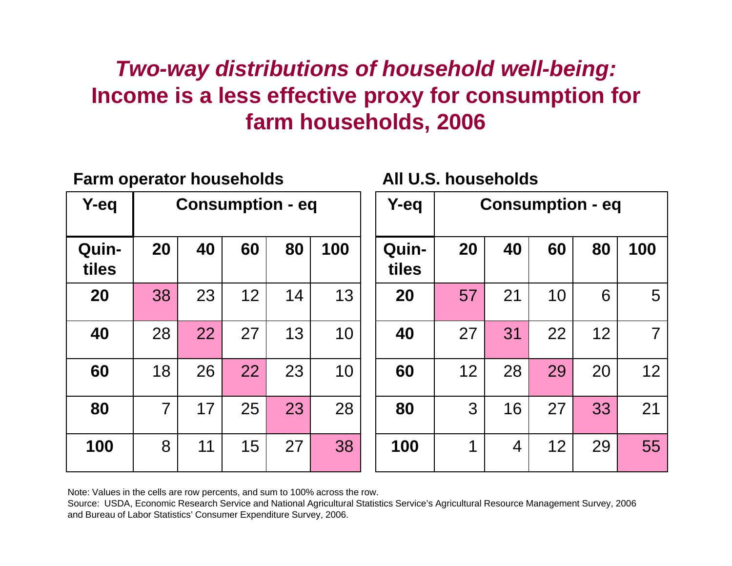# *Two-way distributions of household well-being:* Income is a less effective proxy for consumption for farm households, 2006

**Farm operator households**

| Y-eq | Consumption - eq | | | | |
|---|---|---|---|---|---|
| Quin-tiles | 20 | 40 | 60 | 80 | 100 |
| 20 | 38 | 23 | 12 | 14 | 13 |
| 40 | 28 | 22 | 27 | 13 | 10 |
| 60 | 18 | 26 | 22 | 23 | 10 |
| 80 | 7 | 17 | 25 | 23 | 28 |
| 100 | 8 | 11 | 15 | 27 | 38 |

**All U.S. households**

| Y-eq | Consumption - eq | | | | |
|---|---|---|---|---|---|
| Quin-tiles | 20 | 40 | 60 | 80 | 100 |
| 20 | 57 | 21 | 10 | 6 | 5 |
| 40 | 27 | 31 | 22 | 12 | 7 |
| 60 | 12 | 28 | 29 | 20 | 12 |
| 80 | 3 | 16 | 27 | 33 | 21 |
| 100 | 1 | 4 | 12 | 29 | 55 |

Note: Values in the cells are row percents, and sum to 100% across the row.
Source: USDA, Economic Research Service and National Agricultural Statistics Service's Agricultural Resource Management Survey, 2006 and Bureau of Labor Statistics' Consumer Expenditure Survey, 2006.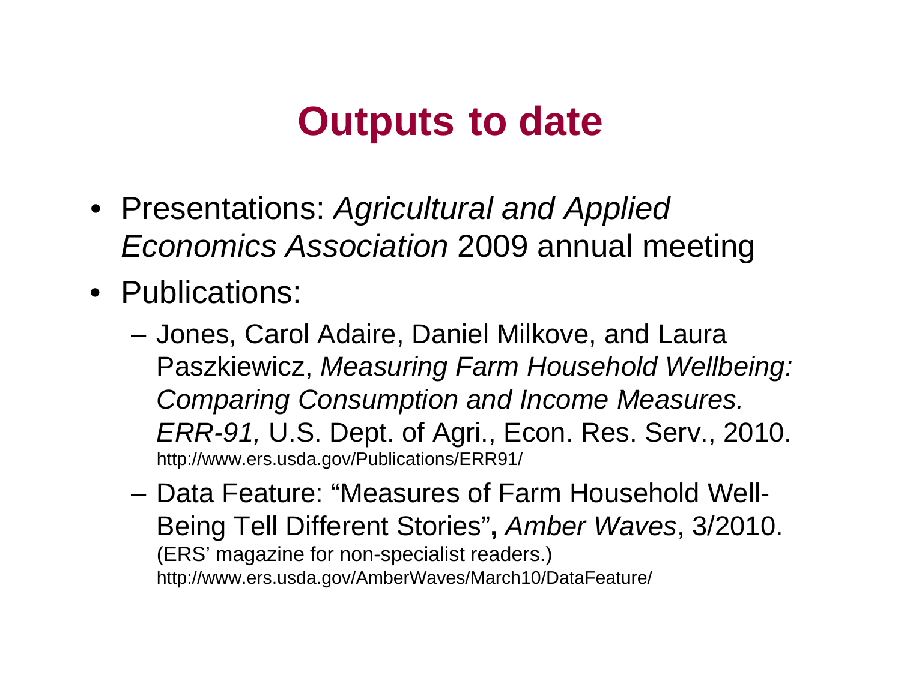# Outputs to date

- Presentations: *Agricultural and Applied Economics Association* 2009 annual meeting
- Publications:
  - Jones, Carol Adaire, Daniel Milkove, and Laura Paszkiewicz, *Measuring Farm Household Wellbeing: Comparing Consumption and Income Measures. ERR-91,* U.S. Dept. of Agri., Econ. Res. Serv., 2010. http://www.ers.usda.gov/Publications/ERR91/
  - Data Feature: "Measures of Farm Household Well-Being Tell Different Stories"**,** *Amber Waves*, 3/2010. (ERS' magazine for non-specialist readers.) http://www.ers.usda.gov/AmberWaves/March10/DataFeature/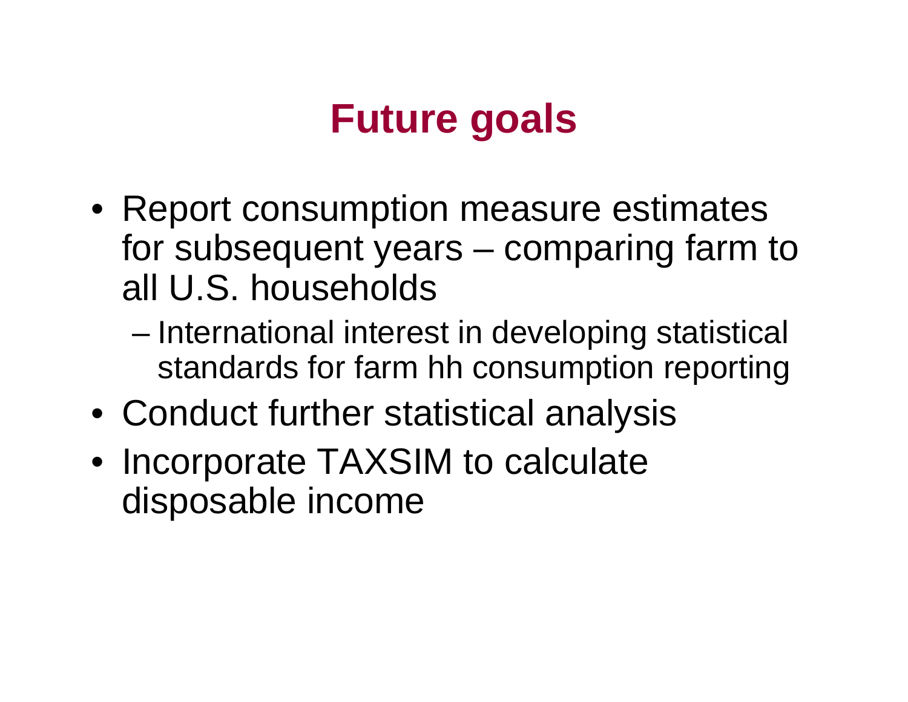# Future goals

- Report consumption measure estimates for subsequent years – comparing farm to all U.S. households
  - International interest in developing statistical standards for farm hh consumption reporting
- Conduct further statistical analysis
- Incorporate TAXSIM to calculate disposable income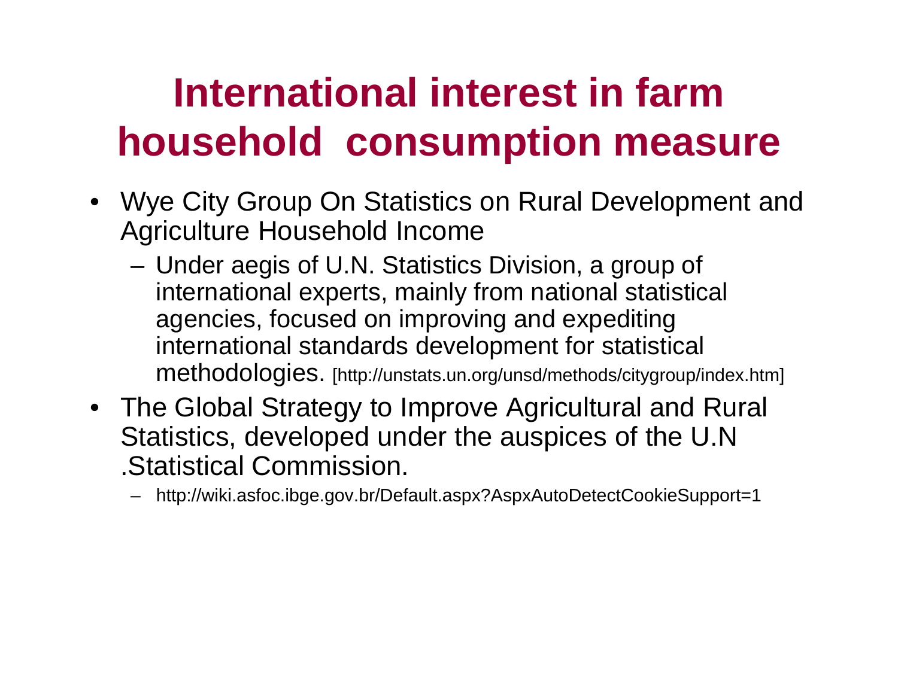# International interest in farm household consumption measure

- Wye City Group On Statistics on Rural Development and Agriculture Household Income
  - Under aegis of U.N. Statistics Division, a group of international experts, mainly from national statistical agencies, focused on improving and expediting international standards development for statistical methodologies. [http://unstats.un.org/unsd/methods/citygroup/index.htm]
- The Global Strategy to Improve Agricultural and Rural Statistics, developed under the auspices of the U.N .Statistical Commission.
  - http://wiki.asfoc.ibge.gov.br/Default.aspx?AspxAutoDetectCookieSupport=1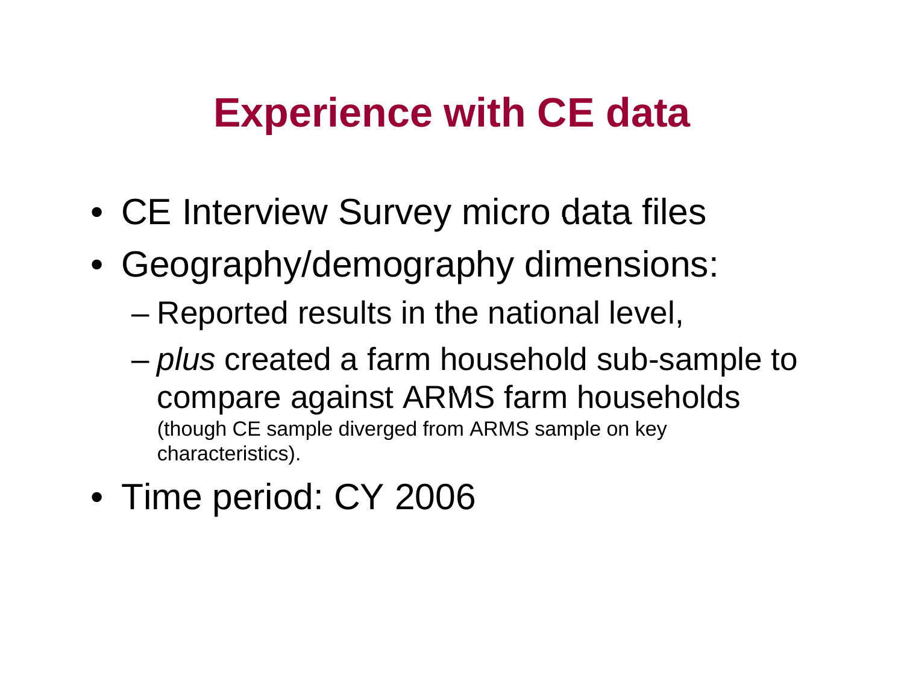# Experience with CE data

- CE Interview Survey micro data files
- Geography/demography dimensions:
  - Reported results in the national level,
  - *plus* created a farm household sub-sample to compare against ARMS farm households (though CE sample diverged from ARMS sample on key characteristics).
- Time period: CY 2006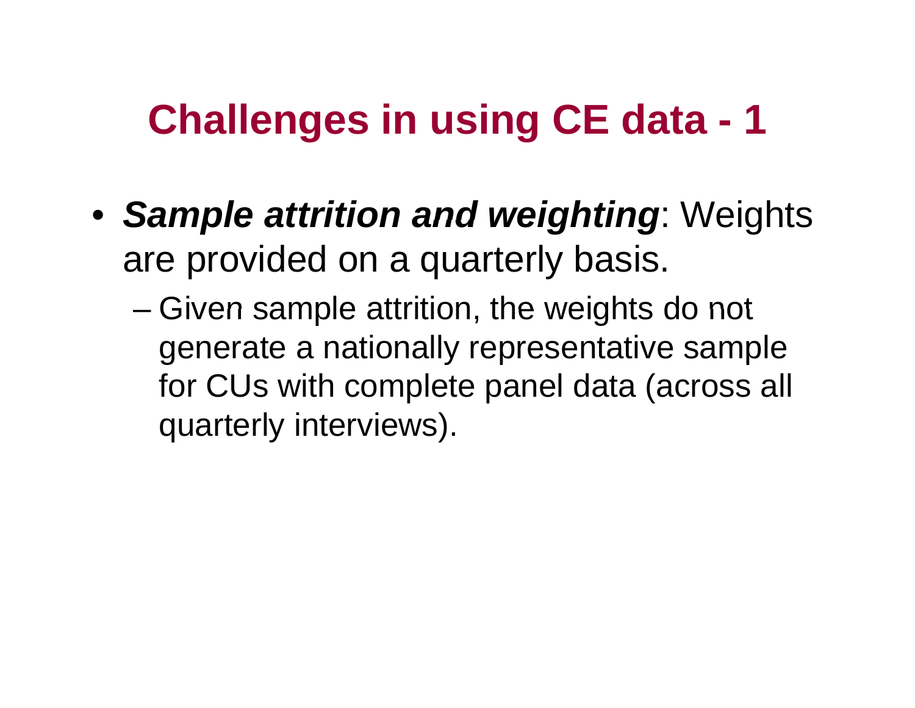# Challenges in using CE data - 1

- ***Sample attrition and weighting***: Weights are provided on a quarterly basis.
  - Given sample attrition, the weights do not generate a nationally representative sample for CUs with complete panel data (across all quarterly interviews).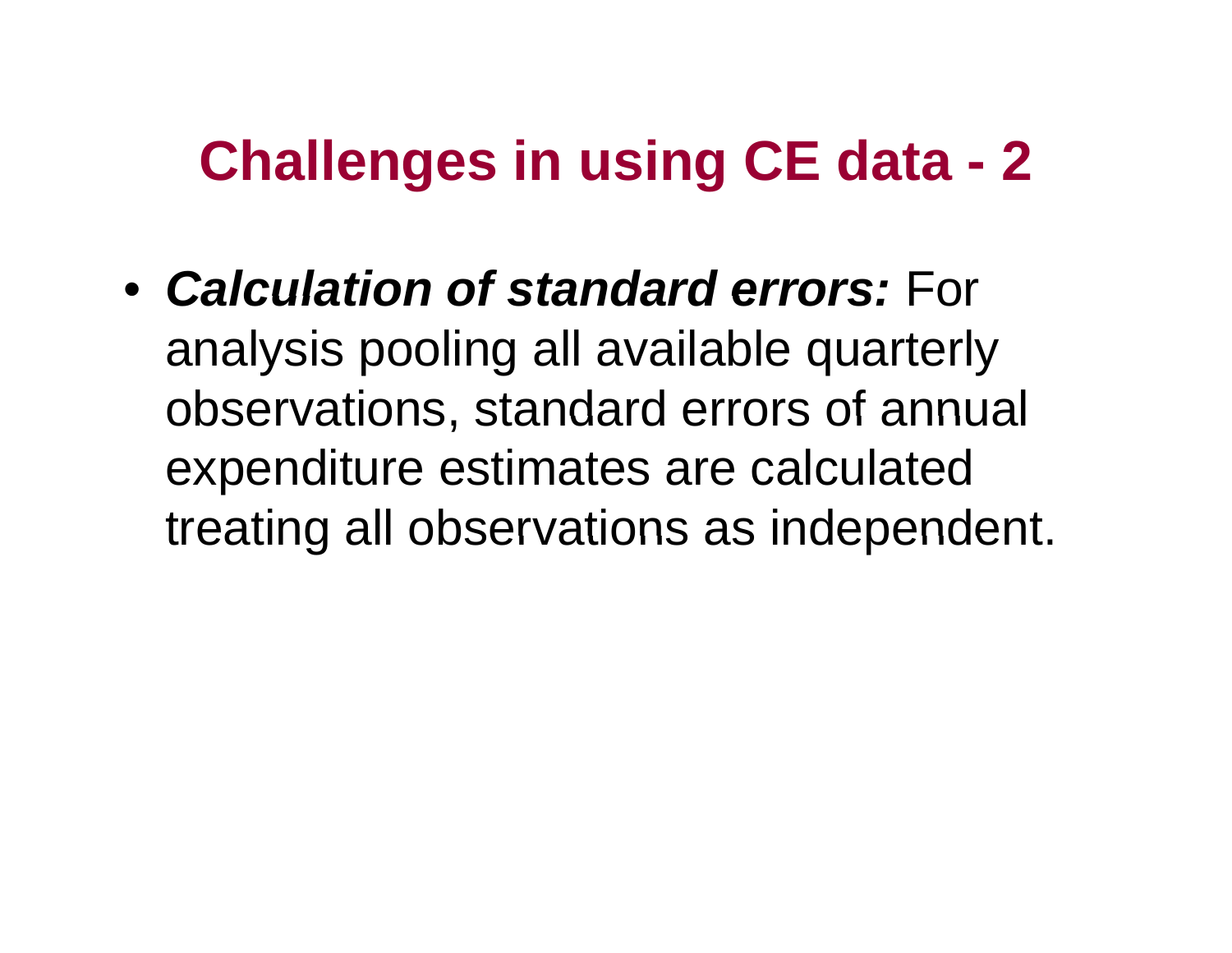# Challenges in using CE data - 2

- ***Calculation of standard errors:*** For analysis pooling all available quarterly observations, standard errors of annual expenditure estimates are calculated treating all observations as independent.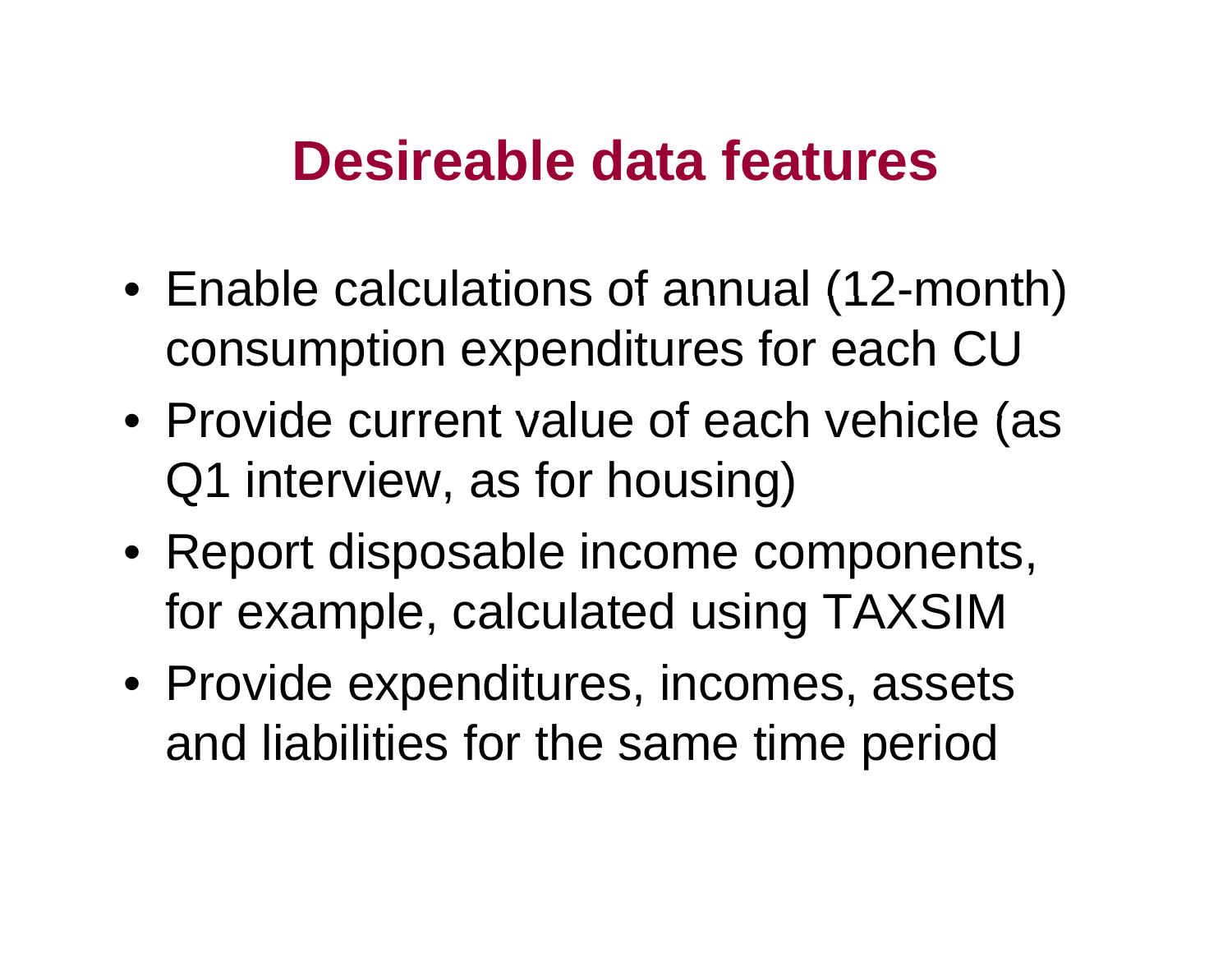# Desireable data features

- Enable calculations of annual (12-month) consumption expenditures for each CU
- Provide current value of each vehicle (as Q1 interview, as for housing)
- Report disposable income components, for example, calculated using TAXSIM
- Provide expenditures, incomes, assets and liabilities for the same time period